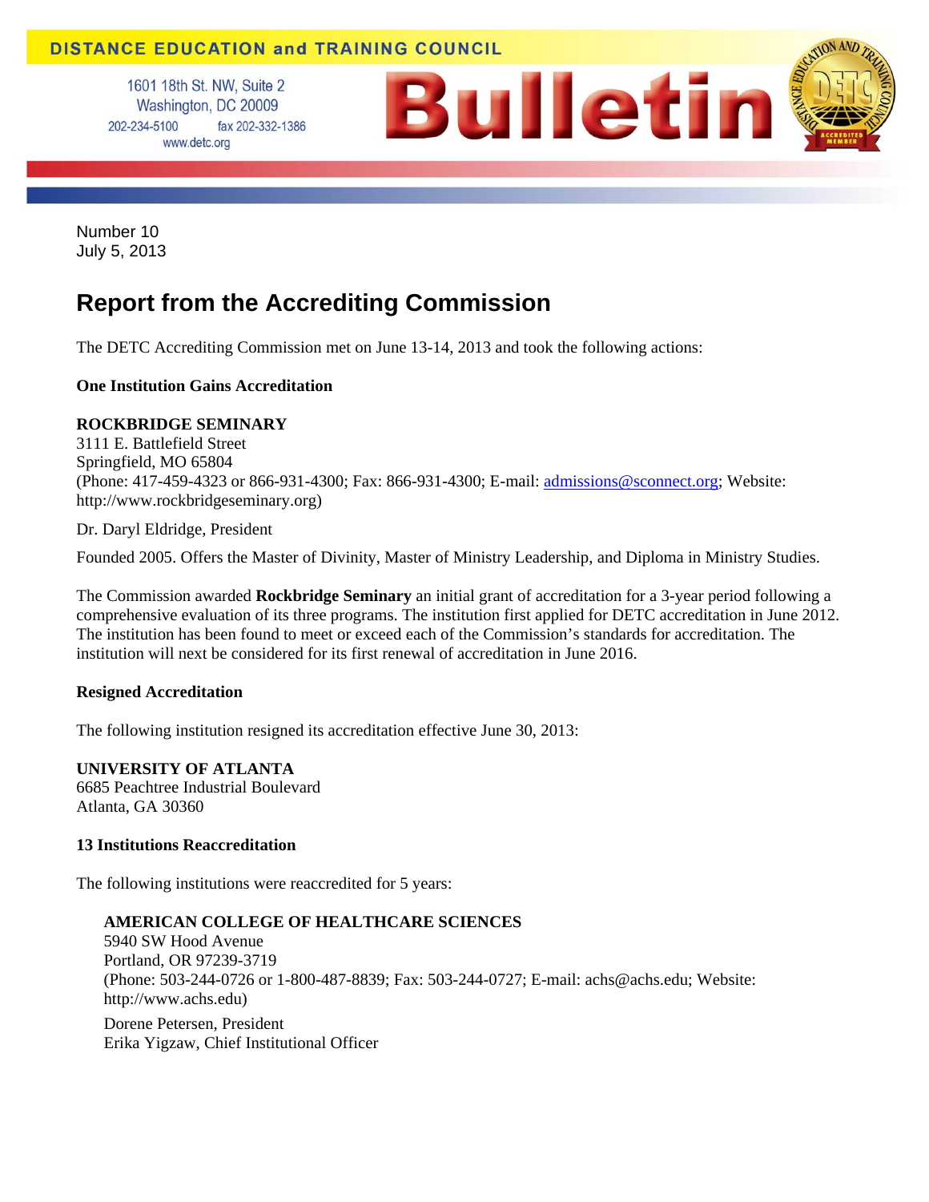DISTANCE EDUCATION and TRAINING COUNCIL

1601 18th St. NW, Suite 2
Washington, DC 20009
202-234-5100 fax 202-332-1386
www.detc.org

# Bulletin

Number 10
July 5, 2013

## Report from the Accrediting Commission

The DETC Accrediting Commission met on June 13-14, 2013 and took the following actions:

**One Institution Gains Accreditation**

**ROCKBRIDGE SEMINARY**
3111 E. Battlefield Street
Springfield, MO 65804
(Phone: 417-459-4323 or 866-931-4300; Fax: 866-931-4300; E-mail: admissions@sconnect.org; Website: http://www.rockbridgeseminary.org)

Dr. Daryl Eldridge, President

Founded 2005. Offers the Master of Divinity, Master of Ministry Leadership, and Diploma in Ministry Studies.

The Commission awarded **Rockbridge Seminary** an initial grant of accreditation for a 3-year period following a comprehensive evaluation of its three programs. The institution first applied for DETC accreditation in June 2012. The institution has been found to meet or exceed each of the Commission's standards for accreditation. The institution will next be considered for its first renewal of accreditation in June 2016.

**Resigned Accreditation**

The following institution resigned its accreditation effective June 30, 2013:

**UNIVERSITY OF ATLANTA**
6685 Peachtree Industrial Boulevard
Atlanta, GA 30360

**13 Institutions Reaccreditation**

The following institutions were reaccredited for 5 years:

**AMERICAN COLLEGE OF HEALTHCARE SCIENCES**
5940 SW Hood Avenue
Portland, OR 97239-3719
(Phone: 503-244-0726 or 1-800-487-8839; Fax: 503-244-0727; E-mail: achs@achs.edu; Website: http://www.achs.edu)

Dorene Petersen, President
Erika Yigzaw, Chief Institutional Officer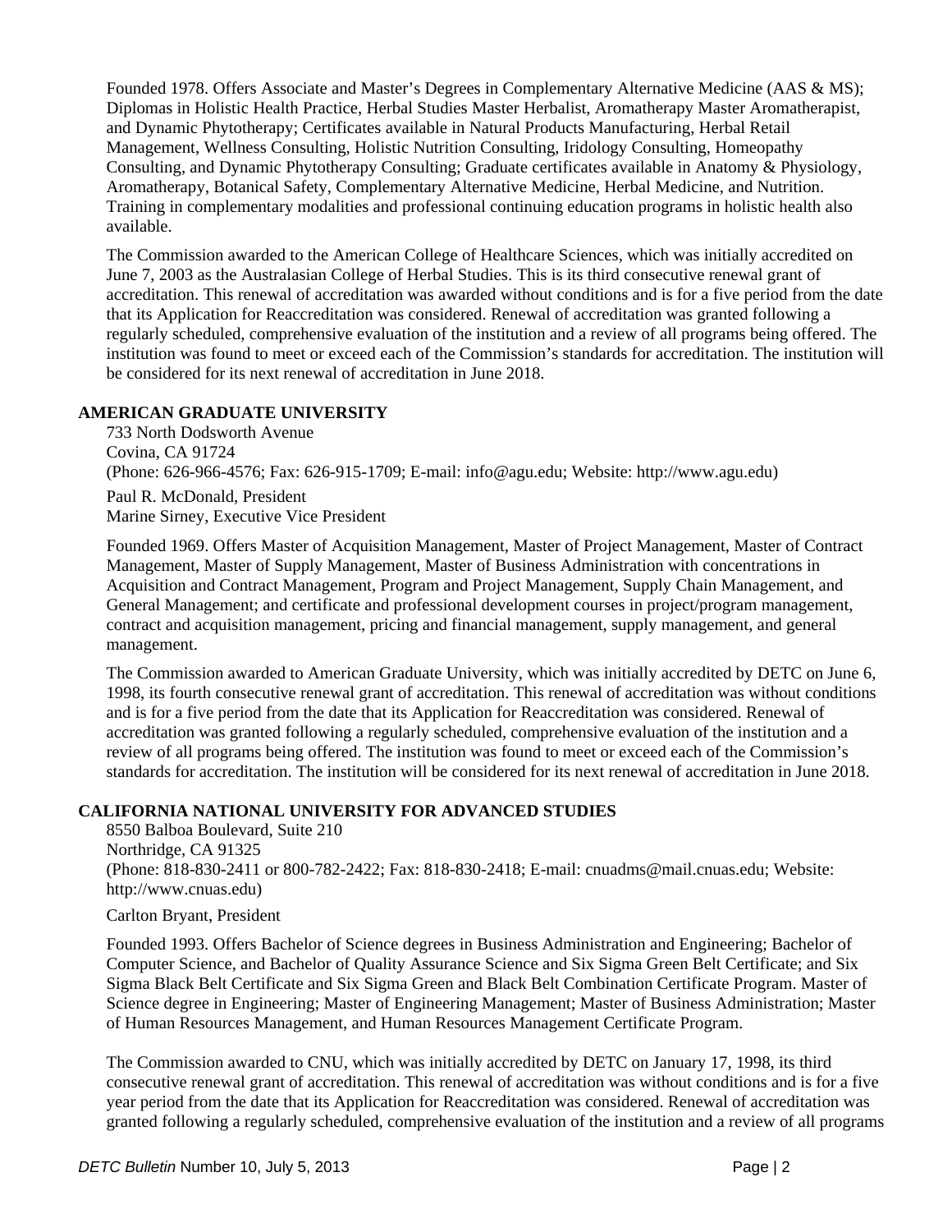Founded 1978. Offers Associate and Master's Degrees in Complementary Alternative Medicine (AAS & MS); Diplomas in Holistic Health Practice, Herbal Studies Master Herbalist, Aromatherapy Master Aromatherapist, and Dynamic Phytotherapy; Certificates available in Natural Products Manufacturing, Herbal Retail Management, Wellness Consulting, Holistic Nutrition Consulting, Iridology Consulting, Homeopathy Consulting, and Dynamic Phytotherapy Consulting; Graduate certificates available in Anatomy & Physiology, Aromatherapy, Botanical Safety, Complementary Alternative Medicine, Herbal Medicine, and Nutrition. Training in complementary modalities and professional continuing education programs in holistic health also available.

The Commission awarded to the American College of Healthcare Sciences, which was initially accredited on June 7, 2003 as the Australasian College of Herbal Studies. This is its third consecutive renewal grant of accreditation. This renewal of accreditation was awarded without conditions and is for a five period from the date that its Application for Reaccreditation was considered. Renewal of accreditation was granted following a regularly scheduled, comprehensive evaluation of the institution and a review of all programs being offered. The institution was found to meet or exceed each of the Commission's standards for accreditation. The institution will be considered for its next renewal of accreditation in June 2018.

**AMERICAN GRADUATE UNIVERSITY**

733 North Dodsworth Avenue
Covina, CA 91724
(Phone: 626-966-4576; Fax: 626-915-1709; E-mail: info@agu.edu; Website: http://www.agu.edu)

Paul R. McDonald, President
Marine Sirney, Executive Vice President

Founded 1969. Offers Master of Acquisition Management, Master of Project Management, Master of Contract Management, Master of Supply Management, Master of Business Administration with concentrations in Acquisition and Contract Management, Program and Project Management, Supply Chain Management, and General Management; and certificate and professional development courses in project/program management, contract and acquisition management, pricing and financial management, supply management, and general management.

The Commission awarded to American Graduate University, which was initially accredited by DETC on June 6, 1998, its fourth consecutive renewal grant of accreditation. This renewal of accreditation was without conditions and is for a five period from the date that its Application for Reaccreditation was considered. Renewal of accreditation was granted following a regularly scheduled, comprehensive evaluation of the institution and a review of all programs being offered. The institution was found to meet or exceed each of the Commission's standards for accreditation. The institution will be considered for its next renewal of accreditation in June 2018.

**CALIFORNIA NATIONAL UNIVERSITY FOR ADVANCED STUDIES**

8550 Balboa Boulevard, Suite 210
Northridge, CA 91325
(Phone: 818-830-2411 or 800-782-2422; Fax: 818-830-2418; E-mail: cnuadms@mail.cnuas.edu; Website: http://www.cnuas.edu)

Carlton Bryant, President

Founded 1993. Offers Bachelor of Science degrees in Business Administration and Engineering; Bachelor of Computer Science, and Bachelor of Quality Assurance Science and Six Sigma Green Belt Certificate; and Six Sigma Black Belt Certificate and Six Sigma Green and Black Belt Combination Certificate Program. Master of Science degree in Engineering; Master of Engineering Management; Master of Business Administration; Master of Human Resources Management, and Human Resources Management Certificate Program.

The Commission awarded to CNU, which was initially accredited by DETC on January 17, 1998, its third consecutive renewal grant of accreditation. This renewal of accreditation was without conditions and is for a five year period from the date that its Application for Reaccreditation was considered. Renewal of accreditation was granted following a regularly scheduled, comprehensive evaluation of the institution and a review of all programs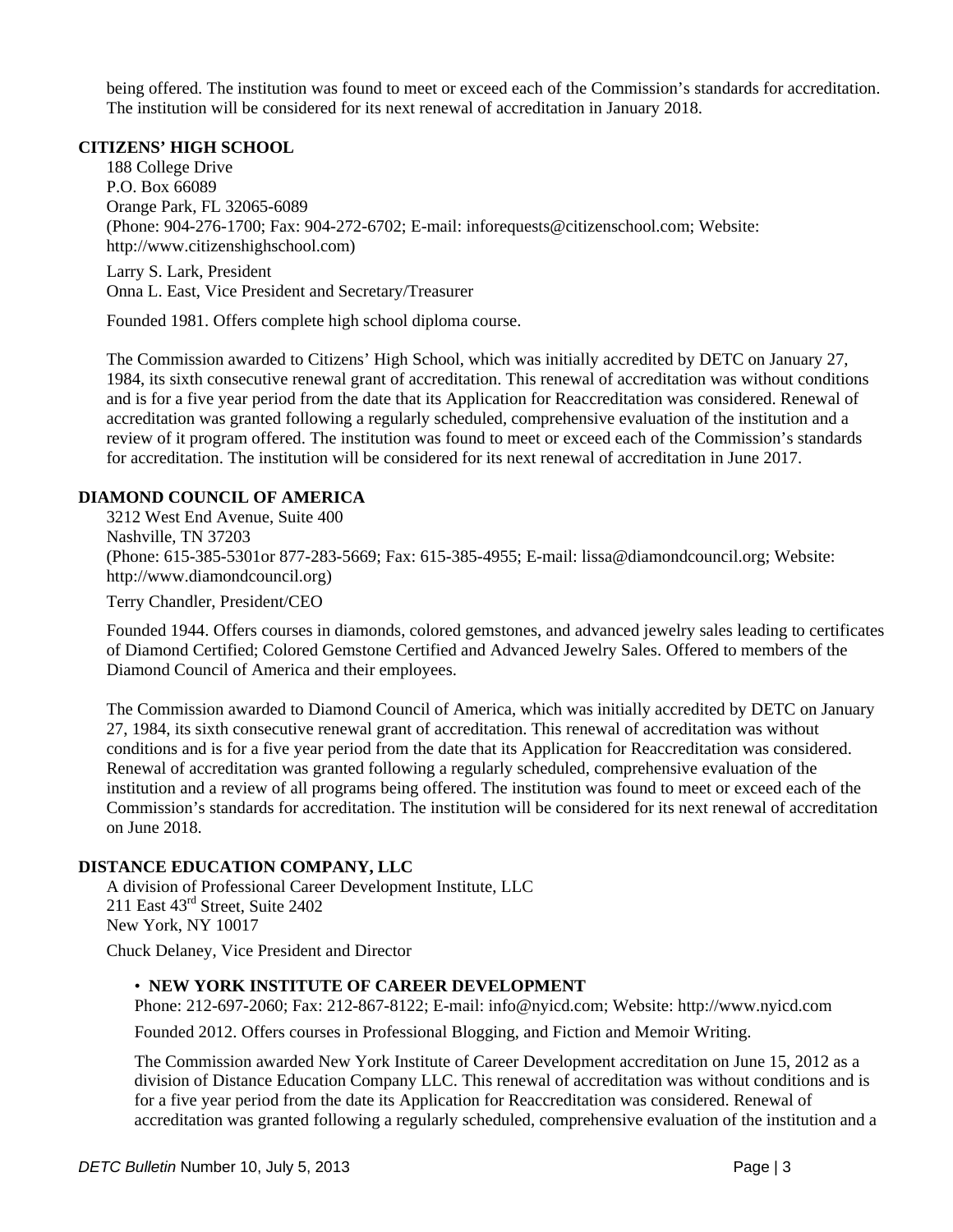being offered. The institution was found to meet or exceed each of the Commission's standards for accreditation. The institution will be considered for its next renewal of accreditation in January 2018.

**CITIZENS' HIGH SCHOOL**

188 College Drive
P.O. Box 66089
Orange Park, FL 32065-6089
(Phone: 904-276-1700; Fax: 904-272-6702; E-mail: inforequests@citizenschool.com; Website: http://www.citizenshighschool.com)

Larry S. Lark, President
Onna L. East, Vice President and Secretary/Treasurer

Founded 1981. Offers complete high school diploma course.

The Commission awarded to Citizens' High School, which was initially accredited by DETC on January 27, 1984, its sixth consecutive renewal grant of accreditation. This renewal of accreditation was without conditions and is for a five year period from the date that its Application for Reaccreditation was considered. Renewal of accreditation was granted following a regularly scheduled, comprehensive evaluation of the institution and a review of it program offered. The institution was found to meet or exceed each of the Commission's standards for accreditation. The institution will be considered for its next renewal of accreditation in June 2017.

**DIAMOND COUNCIL OF AMERICA**

3212 West End Avenue, Suite 400
Nashville, TN 37203
(Phone: 615-385-5301or 877-283-5669; Fax: 615-385-4955; E-mail: lissa@diamondcouncil.org; Website: http://www.diamondcouncil.org)

Terry Chandler, President/CEO

Founded 1944. Offers courses in diamonds, colored gemstones, and advanced jewelry sales leading to certificates of Diamond Certified; Colored Gemstone Certified and Advanced Jewelry Sales. Offered to members of the Diamond Council of America and their employees.

The Commission awarded to Diamond Council of America, which was initially accredited by DETC on January 27, 1984, its sixth consecutive renewal grant of accreditation. This renewal of accreditation was without conditions and is for a five year period from the date that its Application for Reaccreditation was considered. Renewal of accreditation was granted following a regularly scheduled, comprehensive evaluation of the institution and a review of all programs being offered. The institution was found to meet or exceed each of the Commission's standards for accreditation. The institution will be considered for its next renewal of accreditation on June 2018.

**DISTANCE EDUCATION COMPANY, LLC**

A division of Professional Career Development Institute, LLC
211 East 43rd Street, Suite 2402
New York, NY 10017

Chuck Delaney, Vice President and Director

- **NEW YORK INSTITUTE OF CAREER DEVELOPMENT**

  Phone: 212-697-2060; Fax: 212-867-8122; E-mail: info@nyicd.com; Website: http://www.nyicd.com

  Founded 2012. Offers courses in Professional Blogging, and Fiction and Memoir Writing.

  The Commission awarded New York Institute of Career Development accreditation on June 15, 2012 as a division of Distance Education Company LLC. This renewal of accreditation was without conditions and is for a five year period from the date its Application for Reaccreditation was considered. Renewal of accreditation was granted following a regularly scheduled, comprehensive evaluation of the institution and a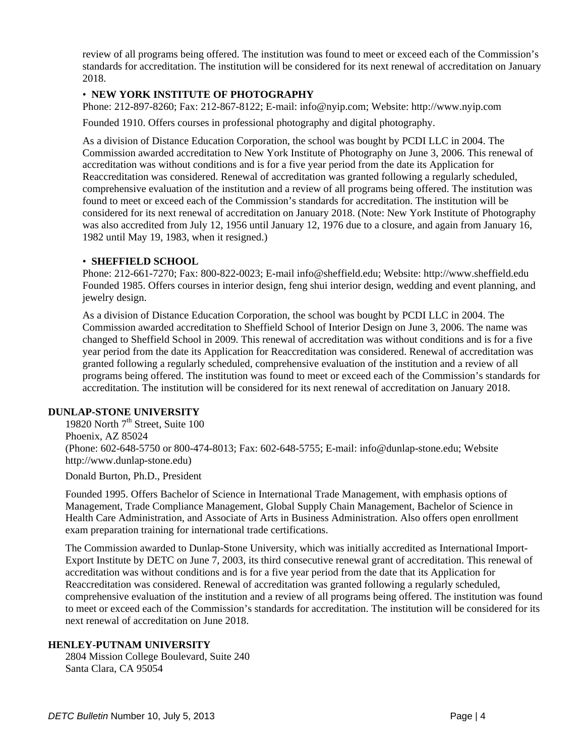review of all programs being offered. The institution was found to meet or exceed each of the Commission's standards for accreditation. The institution will be considered for its next renewal of accreditation on January 2018.

- **NEW YORK INSTITUTE OF PHOTOGRAPHY**

Phone: 212-897-8260; Fax: 212-867-8122; E-mail: info@nyip.com; Website: http://www.nyip.com

Founded 1910. Offers courses in professional photography and digital photography.

As a division of Distance Education Corporation, the school was bought by PCDI LLC in 2004. The Commission awarded accreditation to New York Institute of Photography on June 3, 2006. This renewal of accreditation was without conditions and is for a five year period from the date its Application for Reaccreditation was considered. Renewal of accreditation was granted following a regularly scheduled, comprehensive evaluation of the institution and a review of all programs being offered. The institution was found to meet or exceed each of the Commission's standards for accreditation. The institution will be considered for its next renewal of accreditation on January 2018. (Note: New York Institute of Photography was also accredited from July 12, 1956 until January 12, 1976 due to a closure, and again from January 16, 1982 until May 19, 1983, when it resigned.)

- **SHEFFIELD SCHOOL**

Phone: 212-661-7270; Fax: 800-822-0023; E-mail info@sheffield.edu; Website: http://www.sheffield.edu
Founded 1985. Offers courses in interior design, feng shui interior design, wedding and event planning, and jewelry design.

As a division of Distance Education Corporation, the school was bought by PCDI LLC in 2004. The Commission awarded accreditation to Sheffield School of Interior Design on June 3, 2006. The name was changed to Sheffield School in 2009. This renewal of accreditation was without conditions and is for a five year period from the date its Application for Reaccreditation was considered. Renewal of accreditation was granted following a regularly scheduled, comprehensive evaluation of the institution and a review of all programs being offered. The institution was found to meet or exceed each of the Commission's standards for accreditation. The institution will be considered for its next renewal of accreditation on January 2018.

**DUNLAP-STONE UNIVERSITY**

19820 North 7th Street, Suite 100
Phoenix, AZ 85024
(Phone: 602-648-5750 or 800-474-8013; Fax: 602-648-5755; E-mail: info@dunlap-stone.edu; Website http://www.dunlap-stone.edu)

Donald Burton, Ph.D., President

Founded 1995. Offers Bachelor of Science in International Trade Management, with emphasis options of Management, Trade Compliance Management, Global Supply Chain Management, Bachelor of Science in Health Care Administration, and Associate of Arts in Business Administration. Also offers open enrollment exam preparation training for international trade certifications.

The Commission awarded to Dunlap-Stone University, which was initially accredited as International Import-Export Institute by DETC on June 7, 2003, its third consecutive renewal grant of accreditation. This renewal of accreditation was without conditions and is for a five year period from the date that its Application for Reaccreditation was considered. Renewal of accreditation was granted following a regularly scheduled, comprehensive evaluation of the institution and a review of all programs being offered. The institution was found to meet or exceed each of the Commission's standards for accreditation. The institution will be considered for its next renewal of accreditation on June 2018.

**HENLEY-PUTNAM UNIVERSITY**

2804 Mission College Boulevard, Suite 240
Santa Clara, CA 95054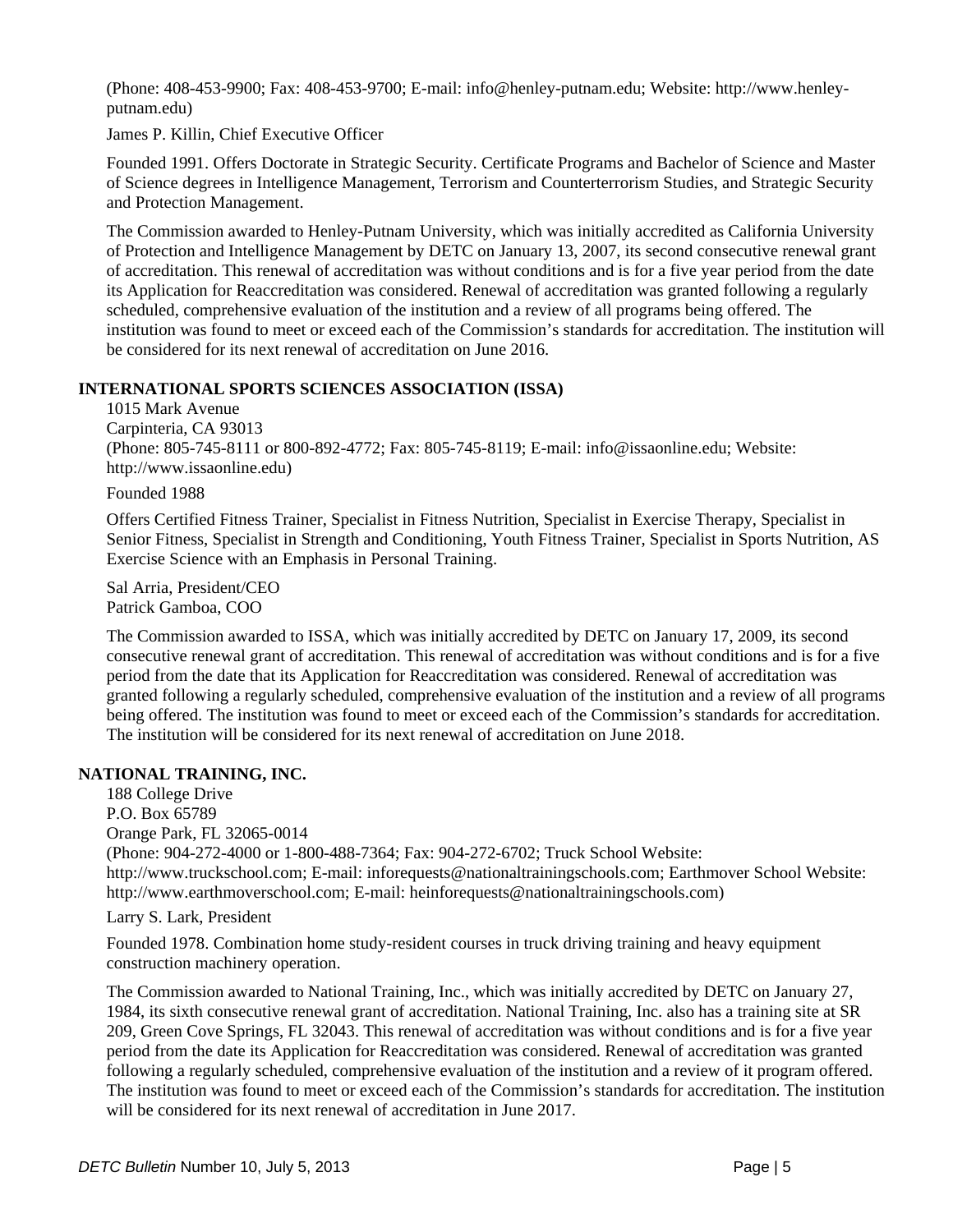(Phone: 408-453-9900; Fax: 408-453-9700; E-mail: info@henley-putnam.edu; Website: http://www.henley-putnam.edu)

James P. Killin, Chief Executive Officer

Founded 1991. Offers Doctorate in Strategic Security. Certificate Programs and Bachelor of Science and Master of Science degrees in Intelligence Management, Terrorism and Counterterrorism Studies, and Strategic Security and Protection Management.

The Commission awarded to Henley-Putnam University, which was initially accredited as California University of Protection and Intelligence Management by DETC on January 13, 2007, its second consecutive renewal grant of accreditation. This renewal of accreditation was without conditions and is for a five year period from the date its Application for Reaccreditation was considered. Renewal of accreditation was granted following a regularly scheduled, comprehensive evaluation of the institution and a review of all programs being offered. The institution was found to meet or exceed each of the Commission's standards for accreditation. The institution will be considered for its next renewal of accreditation on June 2016.

**INTERNATIONAL SPORTS SCIENCES ASSOCIATION (ISSA)**

1015 Mark Avenue
Carpinteria, CA 93013
(Phone: 805-745-8111 or 800-892-4772; Fax: 805-745-8119; E-mail: info@issaonline.edu; Website: http://www.issaonline.edu)

Founded 1988

Offers Certified Fitness Trainer, Specialist in Fitness Nutrition, Specialist in Exercise Therapy, Specialist in Senior Fitness, Specialist in Strength and Conditioning, Youth Fitness Trainer, Specialist in Sports Nutrition, AS Exercise Science with an Emphasis in Personal Training.

Sal Arria, President/CEO
Patrick Gamboa, COO

The Commission awarded to ISSA, which was initially accredited by DETC on January 17, 2009, its second consecutive renewal grant of accreditation. This renewal of accreditation was without conditions and is for a five period from the date that its Application for Reaccreditation was considered. Renewal of accreditation was granted following a regularly scheduled, comprehensive evaluation of the institution and a review of all programs being offered. The institution was found to meet or exceed each of the Commission's standards for accreditation. The institution will be considered for its next renewal of accreditation on June 2018.

**NATIONAL TRAINING, INC.**

188 College Drive
P.O. Box 65789
Orange Park, FL 32065-0014
(Phone: 904-272-4000 or 1-800-488-7364; Fax: 904-272-6702; Truck School Website: http://www.truckschool.com; E-mail: inforequests@nationaltrainingschools.com; Earthmover School Website: http://www.earthmoverschool.com; E-mail: heinforequests@nationaltrainingschools.com)

Larry S. Lark, President

Founded 1978. Combination home study-resident courses in truck driving training and heavy equipment construction machinery operation.

The Commission awarded to National Training, Inc., which was initially accredited by DETC on January 27, 1984, its sixth consecutive renewal grant of accreditation. National Training, Inc. also has a training site at SR 209, Green Cove Springs, FL 32043. This renewal of accreditation was without conditions and is for a five year period from the date its Application for Reaccreditation was considered. Renewal of accreditation was granted following a regularly scheduled, comprehensive evaluation of the institution and a review of it program offered. The institution was found to meet or exceed each of the Commission's standards for accreditation. The institution will be considered for its next renewal of accreditation in June 2017.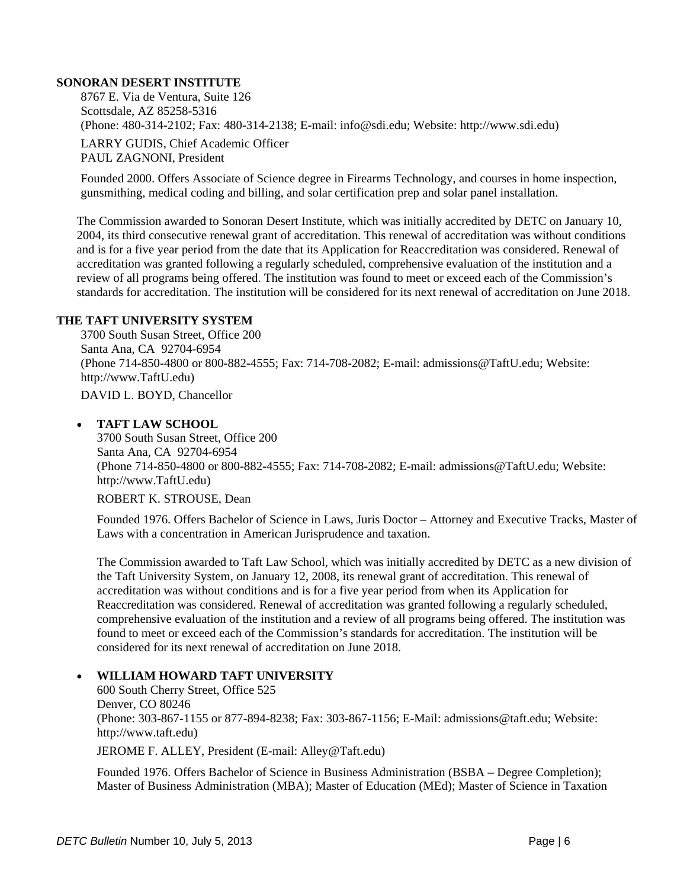**SONORAN DESERT INSTITUTE**

8767 E. Via de Ventura, Suite 126
Scottsdale, AZ 85258-5316
(Phone: 480-314-2102; Fax: 480-314-2138; E-mail: info@sdi.edu; Website: http://www.sdi.edu)

LARRY GUDIS, Chief Academic Officer
PAUL ZAGNONI, President

Founded 2000. Offers Associate of Science degree in Firearms Technology, and courses in home inspection, gunsmithing, medical coding and billing, and solar certification prep and solar panel installation.

The Commission awarded to Sonoran Desert Institute, which was initially accredited by DETC on January 10, 2004, its third consecutive renewal grant of accreditation. This renewal of accreditation was without conditions and is for a five year period from the date that its Application for Reaccreditation was considered. Renewal of accreditation was granted following a regularly scheduled, comprehensive evaluation of the institution and a review of all programs being offered. The institution was found to meet or exceed each of the Commission's standards for accreditation. The institution will be considered for its next renewal of accreditation on June 2018.

**THE TAFT UNIVERSITY SYSTEM**

3700 South Susan Street, Office 200
Santa Ana, CA 92704-6954
(Phone 714-850-4800 or 800-882-4555; Fax: 714-708-2082; E-mail: admissions@TaftU.edu; Website: http://www.TaftU.edu)

DAVID L. BOYD, Chancellor

- **TAFT LAW SCHOOL**

  3700 South Susan Street, Office 200
  Santa Ana, CA 92704-6954
  (Phone 714-850-4800 or 800-882-4555; Fax: 714-708-2082; E-mail: admissions@TaftU.edu; Website: http://www.TaftU.edu)

  ROBERT K. STROUSE, Dean

  Founded 1976. Offers Bachelor of Science in Laws, Juris Doctor – Attorney and Executive Tracks, Master of Laws with a concentration in American Jurisprudence and taxation.

  The Commission awarded to Taft Law School, which was initially accredited by DETC as a new division of the Taft University System, on January 12, 2008, its renewal grant of accreditation. This renewal of accreditation was without conditions and is for a five year period from when its Application for Reaccreditation was considered. Renewal of accreditation was granted following a regularly scheduled, comprehensive evaluation of the institution and a review of all programs being offered. The institution was found to meet or exceed each of the Commission's standards for accreditation. The institution will be considered for its next renewal of accreditation on June 2018.

- **WILLIAM HOWARD TAFT UNIVERSITY**

  600 South Cherry Street, Office 525
  Denver, CO 80246
  (Phone: 303-867-1155 or 877-894-8238; Fax: 303-867-1156; E-Mail: admissions@taft.edu; Website: http://www.taft.edu)

  JEROME F. ALLEY, President (E-mail: Alley@Taft.edu)

  Founded 1976. Offers Bachelor of Science in Business Administration (BSBA – Degree Completion); Master of Business Administration (MBA); Master of Education (MEd); Master of Science in Taxation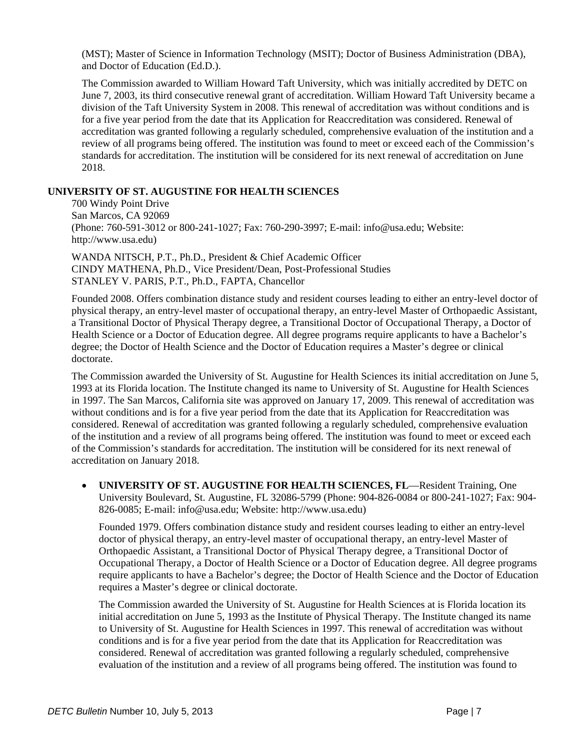(MST); Master of Science in Information Technology (MSIT); Doctor of Business Administration (DBA), and Doctor of Education (Ed.D.).

The Commission awarded to William Howard Taft University, which was initially accredited by DETC on June 7, 2003, its third consecutive renewal grant of accreditation. William Howard Taft University became a division of the Taft University System in 2008. This renewal of accreditation was without conditions and is for a five year period from the date that its Application for Reaccreditation was considered. Renewal of accreditation was granted following a regularly scheduled, comprehensive evaluation of the institution and a review of all programs being offered. The institution was found to meet or exceed each of the Commission's standards for accreditation. The institution will be considered for its next renewal of accreditation on June 2018.

**UNIVERSITY OF ST. AUGUSTINE FOR HEALTH SCIENCES**

700 Windy Point Drive
San Marcos, CA 92069
(Phone: 760-591-3012 or 800-241-1027; Fax: 760-290-3997; E-mail: info@usa.edu; Website: http://www.usa.edu)

WANDA NITSCH, P.T., Ph.D., President & Chief Academic Officer
CINDY MATHENA, Ph.D., Vice President/Dean, Post-Professional Studies
STANLEY V. PARIS, P.T., Ph.D., FAPTA, Chancellor

Founded 2008. Offers combination distance study and resident courses leading to either an entry-level doctor of physical therapy, an entry-level master of occupational therapy, an entry-level Master of Orthopaedic Assistant, a Transitional Doctor of Physical Therapy degree, a Transitional Doctor of Occupational Therapy, a Doctor of Health Science or a Doctor of Education degree. All degree programs require applicants to have a Bachelor's degree; the Doctor of Health Science and the Doctor of Education requires a Master's degree or clinical doctorate.

The Commission awarded the University of St. Augustine for Health Sciences its initial accreditation on June 5, 1993 at its Florida location. The Institute changed its name to University of St. Augustine for Health Sciences in 1997. The San Marcos, California site was approved on January 17, 2009. This renewal of accreditation was without conditions and is for a five year period from the date that its Application for Reaccreditation was considered. Renewal of accreditation was granted following a regularly scheduled, comprehensive evaluation of the institution and a review of all programs being offered. The institution was found to meet or exceed each of the Commission's standards for accreditation. The institution will be considered for its next renewal of accreditation on January 2018.

- **UNIVERSITY OF ST. AUGUSTINE FOR HEALTH SCIENCES, FL**—Resident Training, One University Boulevard, St. Augustine, FL 32086-5799 (Phone: 904-826-0084 or 800-241-1027; Fax: 904-826-0085; E-mail: info@usa.edu; Website: http://www.usa.edu)

  Founded 1979. Offers combination distance study and resident courses leading to either an entry-level doctor of physical therapy, an entry-level master of occupational therapy, an entry-level Master of Orthopaedic Assistant, a Transitional Doctor of Physical Therapy degree, a Transitional Doctor of Occupational Therapy, a Doctor of Health Science or a Doctor of Education degree. All degree programs require applicants to have a Bachelor's degree; the Doctor of Health Science and the Doctor of Education requires a Master's degree or clinical doctorate.

  The Commission awarded the University of St. Augustine for Health Sciences at is Florida location its initial accreditation on June 5, 1993 as the Institute of Physical Therapy. The Institute changed its name to University of St. Augustine for Health Sciences in 1997. This renewal of accreditation was without conditions and is for a five year period from the date that its Application for Reaccreditation was considered. Renewal of accreditation was granted following a regularly scheduled, comprehensive evaluation of the institution and a review of all programs being offered. The institution was found to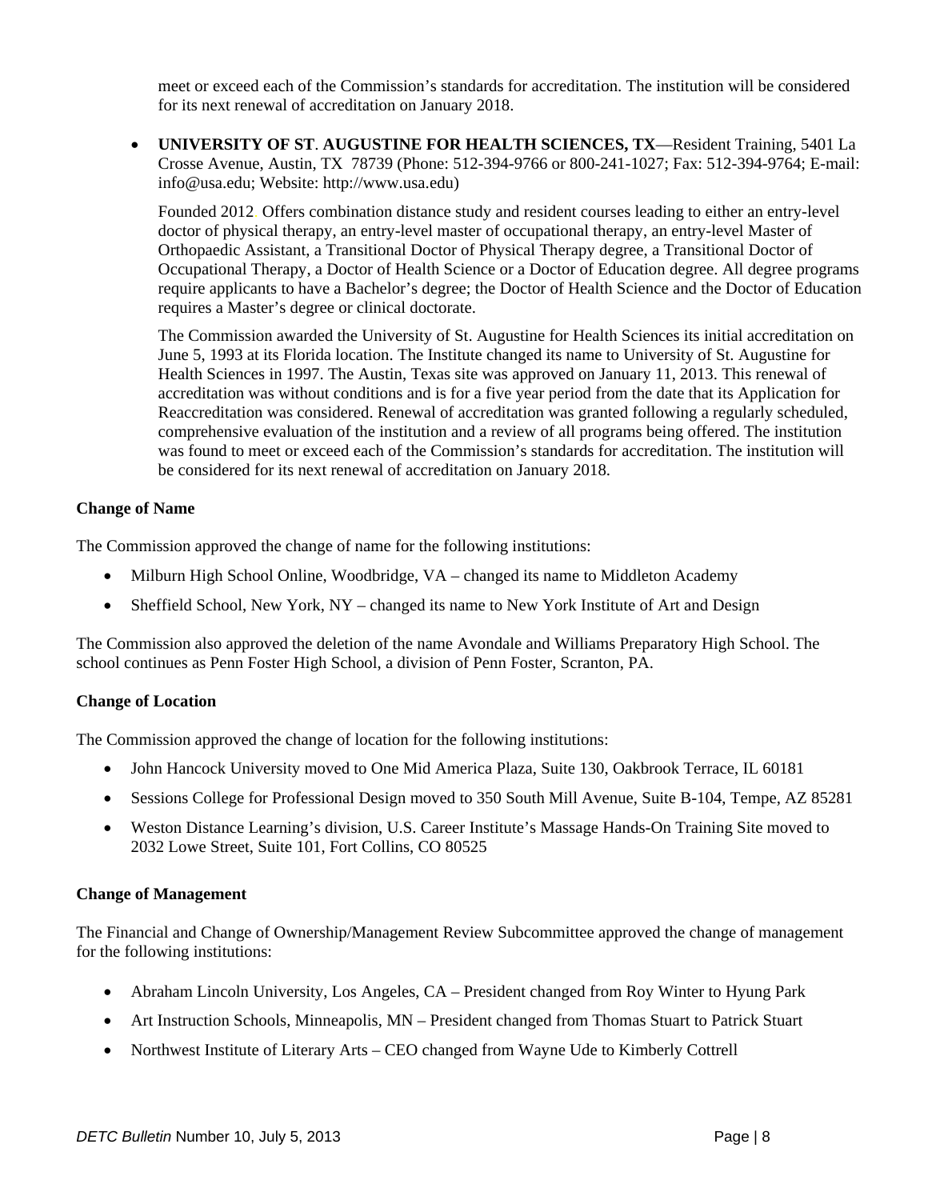meet or exceed each of the Commission's standards for accreditation. The institution will be considered for its next renewal of accreditation on January 2018.

- **UNIVERSITY OF ST. AUGUSTINE FOR HEALTH SCIENCES, TX**—Resident Training, 5401 La Crosse Avenue, Austin, TX 78739 (Phone: 512-394-9766 or 800-241-1027; Fax: 512-394-9764; E-mail: info@usa.edu; Website: http://www.usa.edu)

  Founded 2012. Offers combination distance study and resident courses leading to either an entry-level doctor of physical therapy, an entry-level master of occupational therapy, an entry-level Master of Orthopaedic Assistant, a Transitional Doctor of Physical Therapy degree, a Transitional Doctor of Occupational Therapy, a Doctor of Health Science or a Doctor of Education degree. All degree programs require applicants to have a Bachelor's degree; the Doctor of Health Science and the Doctor of Education requires a Master's degree or clinical doctorate.

  The Commission awarded the University of St. Augustine for Health Sciences its initial accreditation on June 5, 1993 at its Florida location. The Institute changed its name to University of St. Augustine for Health Sciences in 1997. The Austin, Texas site was approved on January 11, 2013. This renewal of accreditation was without conditions and is for a five year period from the date that its Application for Reaccreditation was considered. Renewal of accreditation was granted following a regularly scheduled, comprehensive evaluation of the institution and a review of all programs being offered. The institution was found to meet or exceed each of the Commission's standards for accreditation. The institution will be considered for its next renewal of accreditation on January 2018.

**Change of Name**

The Commission approved the change of name for the following institutions:

- Milburn High School Online, Woodbridge, VA – changed its name to Middleton Academy
- Sheffield School, New York, NY – changed its name to New York Institute of Art and Design

The Commission also approved the deletion of the name Avondale and Williams Preparatory High School. The school continues as Penn Foster High School, a division of Penn Foster, Scranton, PA.

**Change of Location**

The Commission approved the change of location for the following institutions:

- John Hancock University moved to One Mid America Plaza, Suite 130, Oakbrook Terrace, IL 60181
- Sessions College for Professional Design moved to 350 South Mill Avenue, Suite B-104, Tempe, AZ 85281
- Weston Distance Learning's division, U.S. Career Institute's Massage Hands-On Training Site moved to 2032 Lowe Street, Suite 101, Fort Collins, CO 80525

**Change of Management**

The Financial and Change of Ownership/Management Review Subcommittee approved the change of management for the following institutions:

- Abraham Lincoln University, Los Angeles, CA – President changed from Roy Winter to Hyung Park
- Art Instruction Schools, Minneapolis, MN – President changed from Thomas Stuart to Patrick Stuart
- Northwest Institute of Literary Arts – CEO changed from Wayne Ude to Kimberly Cottrell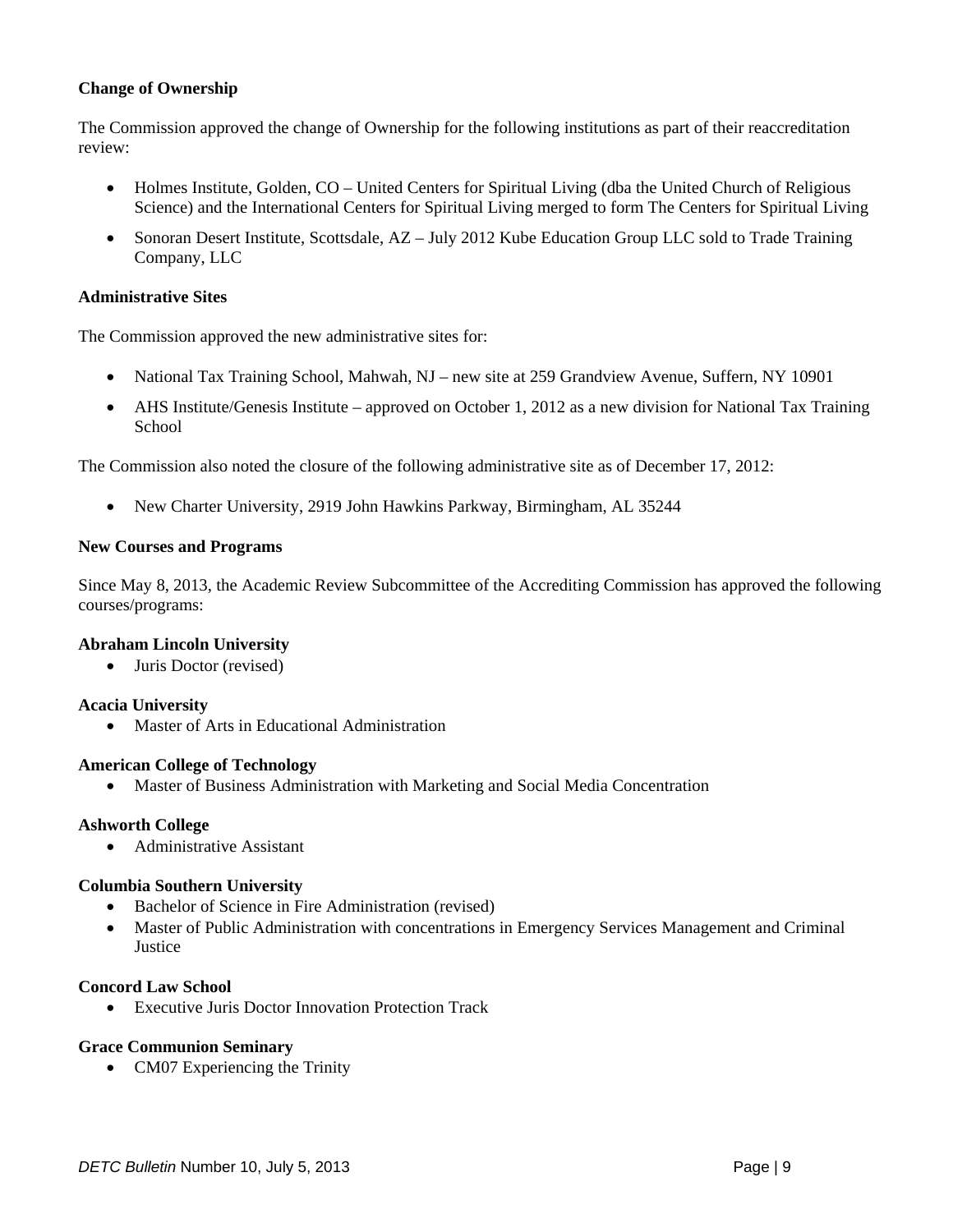**Change of Ownership**

The Commission approved the change of Ownership for the following institutions as part of their reaccreditation review:

- Holmes Institute, Golden, CO – United Centers for Spiritual Living (dba the United Church of Religious Science) and the International Centers for Spiritual Living merged to form The Centers for Spiritual Living
- Sonoran Desert Institute, Scottsdale, AZ – July 2012 Kube Education Group LLC sold to Trade Training Company, LLC

**Administrative Sites**

The Commission approved the new administrative sites for:

- National Tax Training School, Mahwah, NJ – new site at 259 Grandview Avenue, Suffern, NY 10901
- AHS Institute/Genesis Institute – approved on October 1, 2012 as a new division for National Tax Training School

The Commission also noted the closure of the following administrative site as of December 17, 2012:

- New Charter University, 2919 John Hawkins Parkway, Birmingham, AL 35244

**New Courses and Programs**

Since May 8, 2013, the Academic Review Subcommittee of the Accrediting Commission has approved the following courses/programs:

**Abraham Lincoln University**

- Juris Doctor (revised)

**Acacia University**

- Master of Arts in Educational Administration

**American College of Technology**

- Master of Business Administration with Marketing and Social Media Concentration

**Ashworth College**

- Administrative Assistant

**Columbia Southern University**

- Bachelor of Science in Fire Administration (revised)
- Master of Public Administration with concentrations in Emergency Services Management and Criminal Justice

**Concord Law School**

- Executive Juris Doctor Innovation Protection Track

**Grace Communion Seminary**

- CM07 Experiencing the Trinity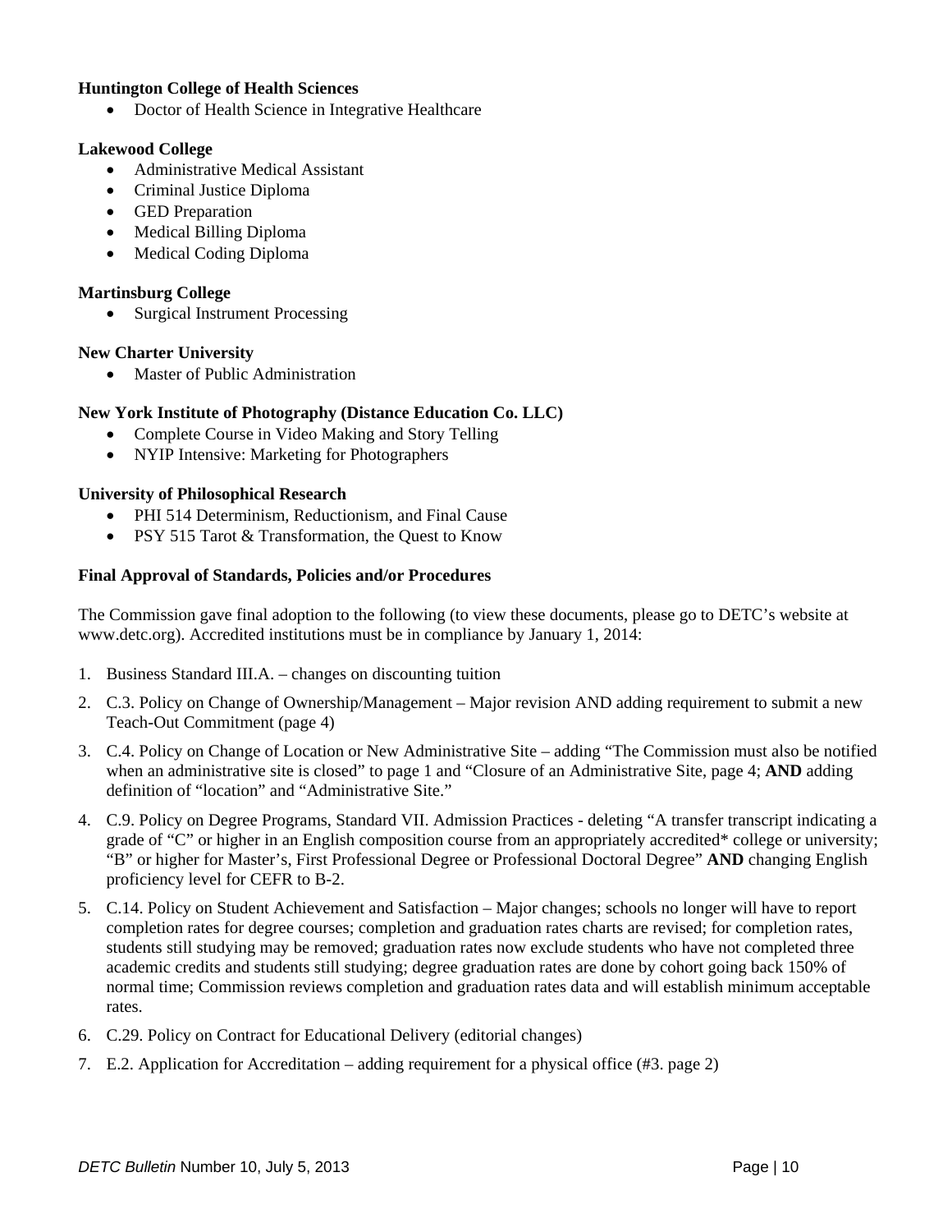**Huntington College of Health Sciences**

- Doctor of Health Science in Integrative Healthcare

**Lakewood College**

- Administrative Medical Assistant
- Criminal Justice Diploma
- GED Preparation
- Medical Billing Diploma
- Medical Coding Diploma

**Martinsburg College**

- Surgical Instrument Processing

**New Charter University**

- Master of Public Administration

**New York Institute of Photography (Distance Education Co. LLC)**

- Complete Course in Video Making and Story Telling
- NYIP Intensive: Marketing for Photographers

**University of Philosophical Research**

- PHI 514 Determinism, Reductionism, and Final Cause
- PSY 515 Tarot & Transformation, the Quest to Know

**Final Approval of Standards, Policies and/or Procedures**

The Commission gave final adoption to the following (to view these documents, please go to DETC's website at www.detc.org). Accredited institutions must be in compliance by January 1, 2014:

1. Business Standard III.A. – changes on discounting tuition
2. C.3. Policy on Change of Ownership/Management – Major revision AND adding requirement to submit a new Teach-Out Commitment (page 4)
3. C.4. Policy on Change of Location or New Administrative Site – adding "The Commission must also be notified when an administrative site is closed" to page 1 and "Closure of an Administrative Site, page 4; **AND** adding definition of "location" and "Administrative Site."
4. C.9. Policy on Degree Programs, Standard VII. Admission Practices - deleting "A transfer transcript indicating a grade of "C" or higher in an English composition course from an appropriately accredited* college or university; "B" or higher for Master's, First Professional Degree or Professional Doctoral Degree" **AND** changing English proficiency level for CEFR to B-2.
5. C.14. Policy on Student Achievement and Satisfaction – Major changes; schools no longer will have to report completion rates for degree courses; completion and graduation rates charts are revised; for completion rates, students still studying may be removed; graduation rates now exclude students who have not completed three academic credits and students still studying; degree graduation rates are done by cohort going back 150% of normal time; Commission reviews completion and graduation rates data and will establish minimum acceptable rates.
6. C.29. Policy on Contract for Educational Delivery (editorial changes)
7. E.2. Application for Accreditation – adding requirement for a physical office (#3. page 2)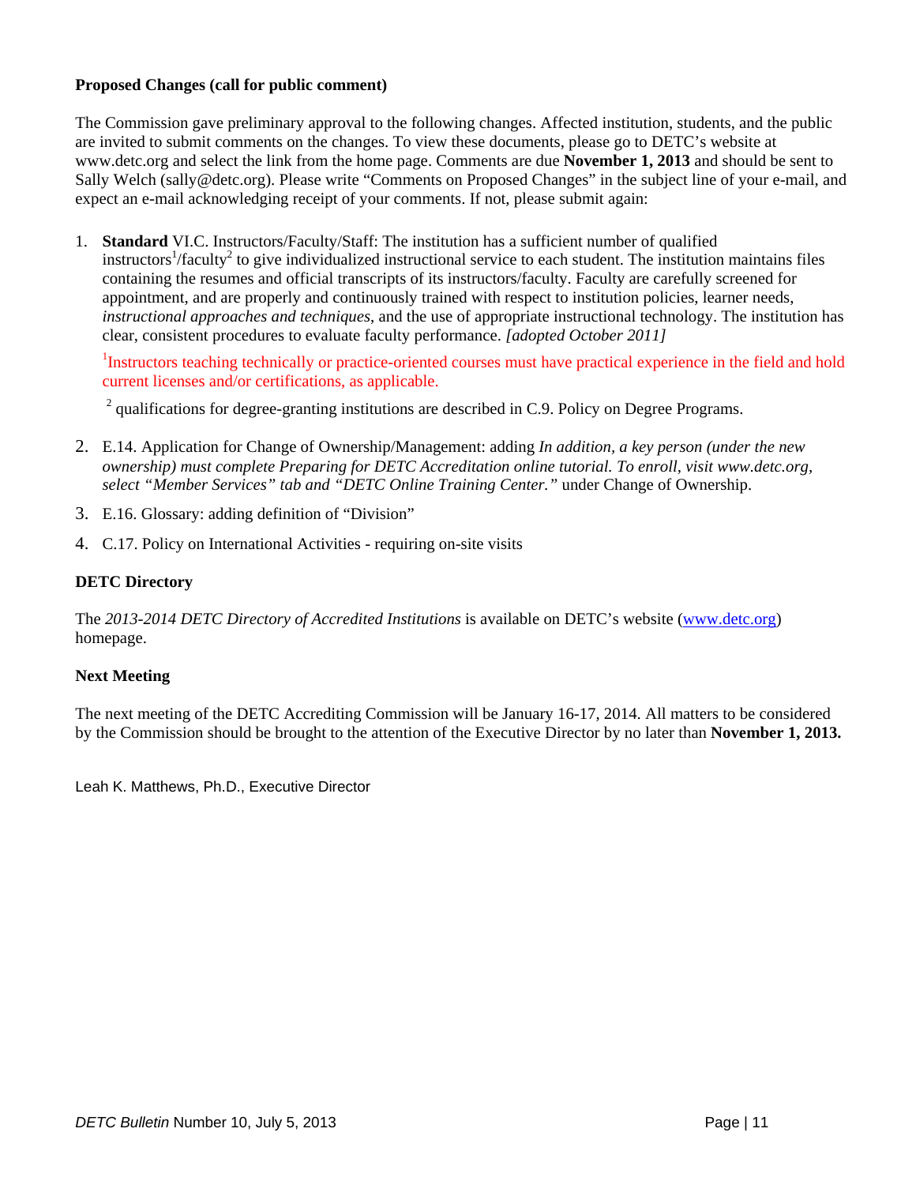**Proposed Changes (call for public comment)**

The Commission gave preliminary approval to the following changes. Affected institution, students, and the public are invited to submit comments on the changes. To view these documents, please go to DETC's website at www.detc.org and select the link from the home page. Comments are due **November 1, 2013** and should be sent to Sally Welch (sally@detc.org). Please write "Comments on Proposed Changes" in the subject line of your e-mail, and expect an e-mail acknowledging receipt of your comments. If not, please submit again:

1. **Standard** VI.C. Instructors/Faculty/Staff: The institution has a sufficient number of qualified instructors[1]/faculty[2] to give individualized instructional service to each student. The institution maintains files containing the resumes and official transcripts of its instructors/faculty. Faculty are carefully screened for appointment, and are properly and continuously trained with respect to institution policies, learner needs, *instructional approaches and techniques*, and the use of appropriate instructional technology. The institution has clear, consistent procedures to evaluate faculty performance. *[adopted October 2011]*

   [1]Instructors teaching technically or practice-oriented courses must have practical experience in the field and hold current licenses and/or certifications, as applicable.

   [2] qualifications for degree-granting institutions are described in C.9. Policy on Degree Programs.

2. E.14. Application for Change of Ownership/Management: adding *In addition, a key person (under the new ownership) must complete Preparing for DETC Accreditation online tutorial. To enroll, visit www.detc.org, select "Member Services" tab and "DETC Online Training Center."* under Change of Ownership.
3. E.16. Glossary: adding definition of "Division"
4. C.17. Policy on International Activities - requiring on-site visits

**DETC Directory**

The *2013-2014 DETC Directory of Accredited Institutions* is available on DETC's website (www.detc.org) homepage.

**Next Meeting**

The next meeting of the DETC Accrediting Commission will be January 16-17, 2014. All matters to be considered by the Commission should be brought to the attention of the Executive Director by no later than **November 1, 2013.**

Leah K. Matthews, Ph.D., Executive Director